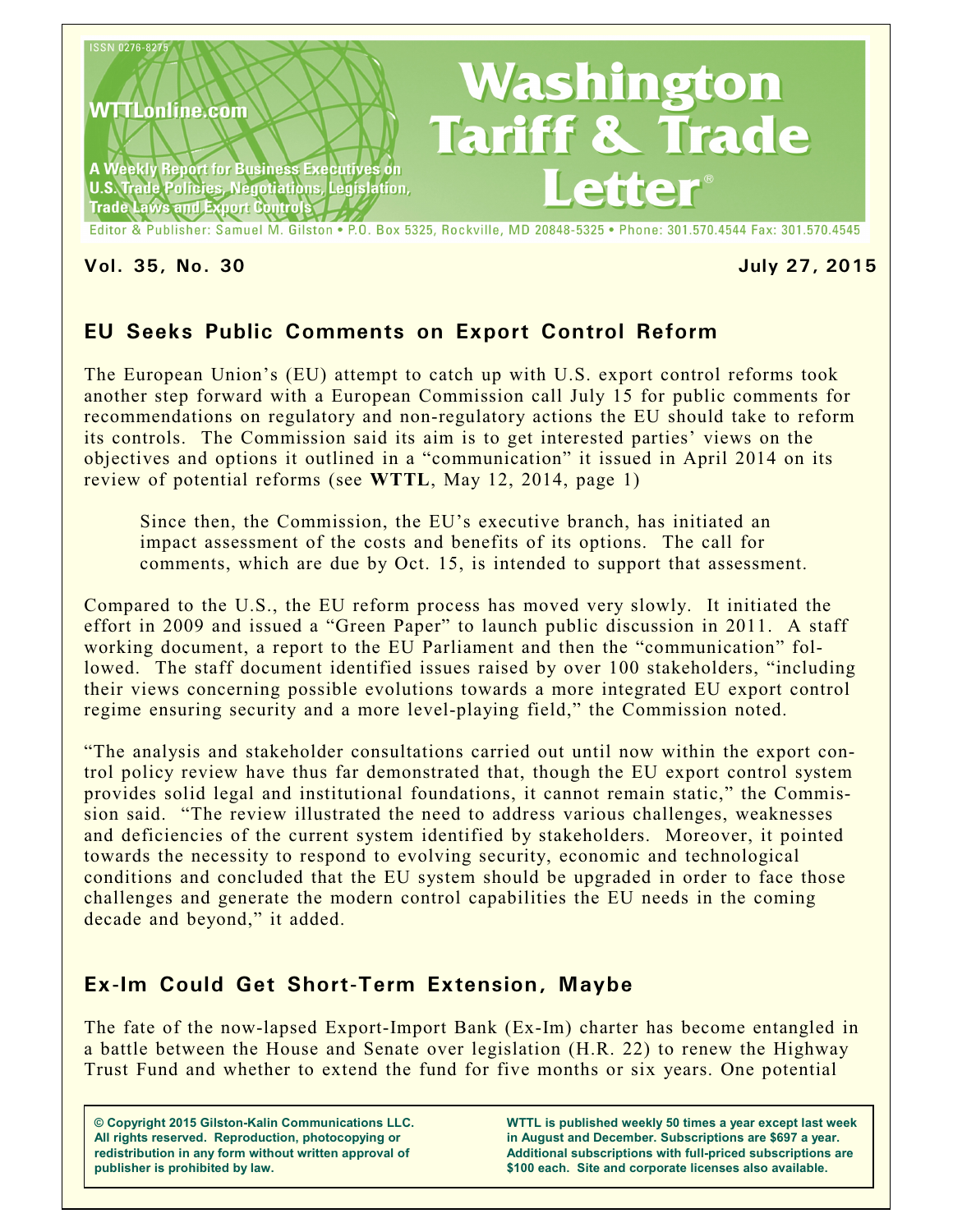ISSN 0276-8275

WTTLonline.com

A Weekly Report for Business Executives on U.S. Trade Policies, Negotiations, Legislation, Trade Laws and Export Controls

# Washington Tariff & Trade Letter®

Editor & Publisher: Samuel M. Gilston • P.O. Box 5325, Rockville, MD 20848-5325 • Phone: 301.570.4544 Fax: 301.570.4545

**Vol. 35, No. 30** **July 27, 2015**

## EU Seeks Public Comments on Export Control Reform

The European Union's (EU) attempt to catch up with U.S. export control reforms took another step forward with a European Commission call July 15 for public comments for recommendations on regulatory and non-regulatory actions the EU should take to reform its controls. The Commission said its aim is to get interested parties' views on the objectives and options it outlined in a "communication" it issued in April 2014 on its review of potential reforms (see **WTTL**, May 12, 2014, page 1)

Since then, the Commission, the EU's executive branch, has initiated an impact assessment of the costs and benefits of its options. The call for comments, which are due by Oct. 15, is intended to support that assessment.

Compared to the U.S., the EU reform process has moved very slowly. It initiated the effort in 2009 and issued a "Green Paper" to launch public discussion in 2011. A staff working document, a report to the EU Parliament and then the "communication" followed. The staff document identified issues raised by over 100 stakeholders, "including their views concerning possible evolutions towards a more integrated EU export control regime ensuring security and a more level-playing field," the Commission noted.

"The analysis and stakeholder consultations carried out until now within the export control policy review have thus far demonstrated that, though the EU export control system provides solid legal and institutional foundations, it cannot remain static," the Commission said. "The review illustrated the need to address various challenges, weaknesses and deficiencies of the current system identified by stakeholders. Moreover, it pointed towards the necessity to respond to evolving security, economic and technological conditions and concluded that the EU system should be upgraded in order to face those challenges and generate the modern control capabilities the EU needs in the coming decade and beyond," it added.

## Ex-Im Could Get Short-Term Extension, Maybe

The fate of the now-lapsed Export-Import Bank (Ex-Im) charter has become entangled in a battle between the House and Senate over legislation (H.R. 22) to renew the Highway Trust Fund and whether to extend the fund for five months or six years. One potential

**© Copyright 2015 Gilston-Kalin Communications LLC. All rights reserved. Reproduction, photocopying or redistribution in any form without written approval of publisher is prohibited by law.**

**WTTL is published weekly 50 times a year except last week in August and December. Subscriptions are $697 a year. Additional subscriptions with full-priced subscriptions are $100 each. Site and corporate licenses also available.**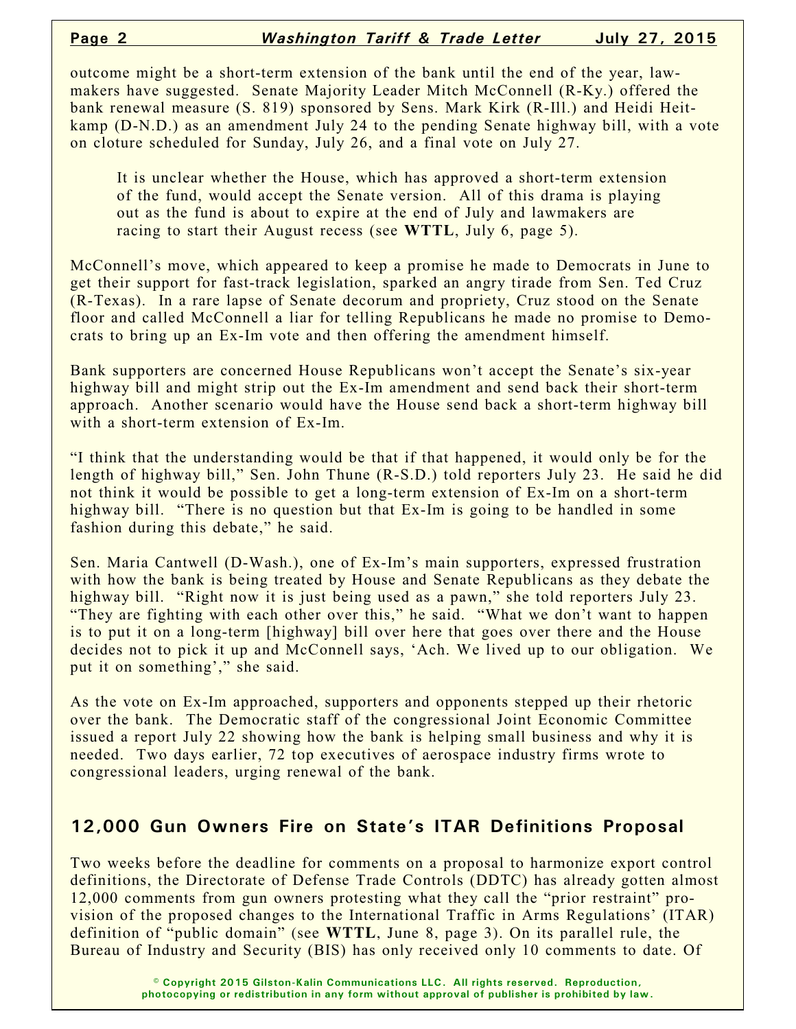outcome might be a short-term extension of the bank until the end of the year, lawmakers have suggested. Senate Majority Leader Mitch McConnell (R-Ky.) offered the bank renewal measure (S. 819) sponsored by Sens. Mark Kirk (R-Ill.) and Heidi Heitkamp (D-N.D.) as an amendment July 24 to the pending Senate highway bill, with a vote on cloture scheduled for Sunday, July 26, and a final vote on July 27.

> It is unclear whether the House, which has approved a short-term extension of the fund, would accept the Senate version. All of this drama is playing out as the fund is about to expire at the end of July and lawmakers are racing to start their August recess (see **WTTL**, July 6, page 5).

McConnell's move, which appeared to keep a promise he made to Democrats in June to get their support for fast-track legislation, sparked an angry tirade from Sen. Ted Cruz (R-Texas). In a rare lapse of Senate decorum and propriety, Cruz stood on the Senate floor and called McConnell a liar for telling Republicans he made no promise to Democrats to bring up an Ex-Im vote and then offering the amendment himself.

Bank supporters are concerned House Republicans won't accept the Senate's six-year highway bill and might strip out the Ex-Im amendment and send back their short-term approach. Another scenario would have the House send back a short-term highway bill with a short-term extension of Ex-Im.

"I think that the understanding would be that if that happened, it would only be for the length of highway bill," Sen. John Thune (R-S.D.) told reporters July 23. He said he did not think it would be possible to get a long-term extension of Ex-Im on a short-term highway bill. "There is no question but that Ex-Im is going to be handled in some fashion during this debate," he said.

Sen. Maria Cantwell (D-Wash.), one of Ex-Im's main supporters, expressed frustration with how the bank is being treated by House and Senate Republicans as they debate the highway bill. "Right now it is just being used as a pawn," she told reporters July 23. "They are fighting with each other over this," he said. "What we don't want to happen is to put it on a long-term [highway] bill over here that goes over there and the House decides not to pick it up and McConnell says, 'Ach. We lived up to our obligation. We put it on something'," she said.

As the vote on Ex-Im approached, supporters and opponents stepped up their rhetoric over the bank. The Democratic staff of the congressional Joint Economic Committee issued a report July 22 showing how the bank is helping small business and why it is needed. Two days earlier, 72 top executives of aerospace industry firms wrote to congressional leaders, urging renewal of the bank.

## 12,000 Gun Owners Fire on State's ITAR Definitions Proposal

Two weeks before the deadline for comments on a proposal to harmonize export control definitions, the Directorate of Defense Trade Controls (DDTC) has already gotten almost 12,000 comments from gun owners protesting what they call the "prior restraint" provision of the proposed changes to the International Traffic in Arms Regulations' (ITAR) definition of "public domain" (see **WTTL**, June 8, page 3). On its parallel rule, the Bureau of Industry and Security (BIS) has only received only 10 comments to date. Of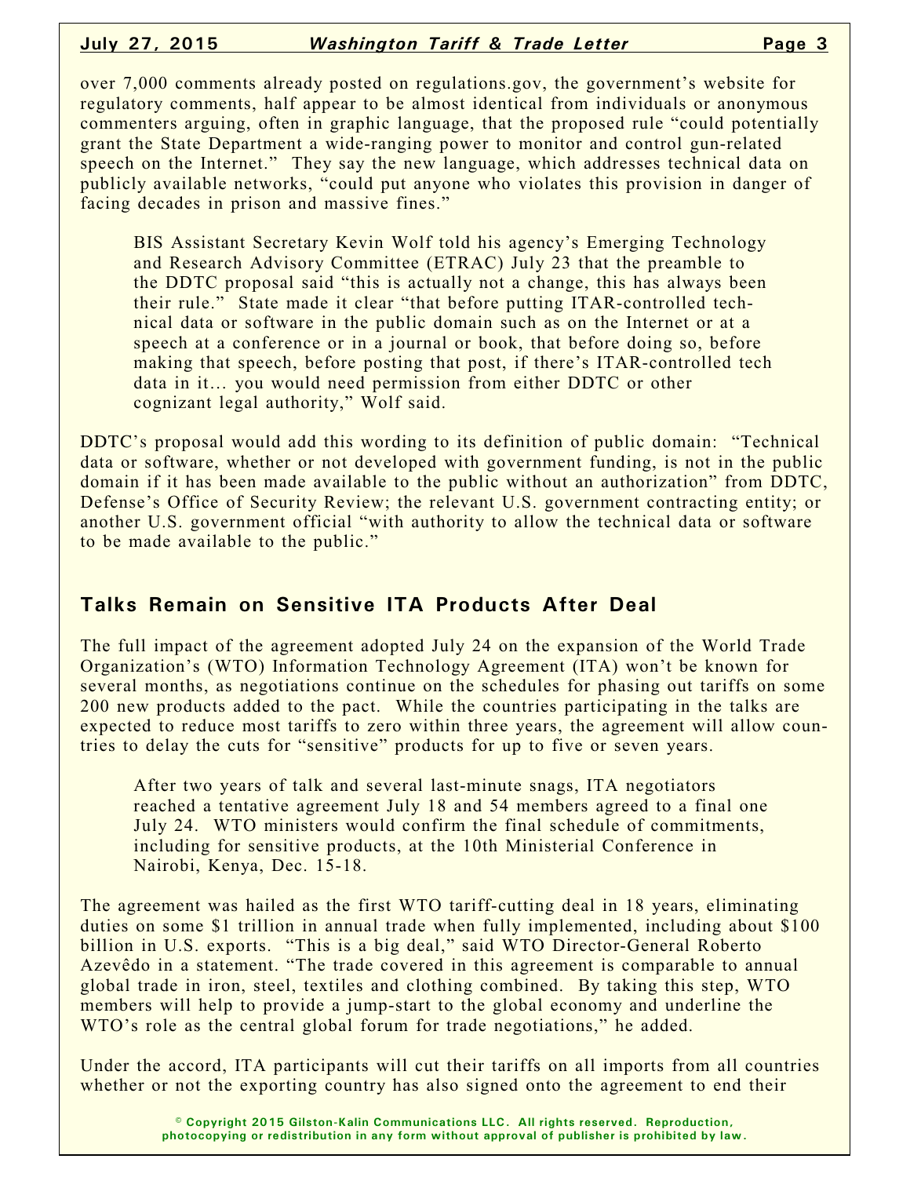over 7,000 comments already posted on regulations.gov, the government's website for regulatory comments, half appear to be almost identical from individuals or anonymous commenters arguing, often in graphic language, that the proposed rule "could potentially grant the State Department a wide-ranging power to monitor and control gun-related speech on the Internet." They say the new language, which addresses technical data on publicly available networks, "could put anyone who violates this provision in danger of facing decades in prison and massive fines."

BIS Assistant Secretary Kevin Wolf told his agency's Emerging Technology and Research Advisory Committee (ETRAC) July 23 that the preamble to the DDTC proposal said "this is actually not a change, this has always been their rule." State made it clear "that before putting ITAR-controlled technical data or software in the public domain such as on the Internet or at a speech at a conference or in a journal or book, that before doing so, before making that speech, before posting that post, if there's ITAR-controlled tech data in it... you would need permission from either DDTC or other cognizant legal authority," Wolf said.

DDTC's proposal would add this wording to its definition of public domain: "Technical data or software, whether or not developed with government funding, is not in the public domain if it has been made available to the public without an authorization" from DDTC, Defense's Office of Security Review; the relevant U.S. government contracting entity; or another U.S. government official "with authority to allow the technical data or software to be made available to the public."

## Talks Remain on Sensitive ITA Products After Deal

The full impact of the agreement adopted July 24 on the expansion of the World Trade Organization's (WTO) Information Technology Agreement (ITA) won't be known for several months, as negotiations continue on the schedules for phasing out tariffs on some 200 new products added to the pact. While the countries participating in the talks are expected to reduce most tariffs to zero within three years, the agreement will allow countries to delay the cuts for "sensitive" products for up to five or seven years.

After two years of talk and several last-minute snags, ITA negotiators reached a tentative agreement July 18 and 54 members agreed to a final one July 24. WTO ministers would confirm the final schedule of commitments, including for sensitive products, at the 10th Ministerial Conference in Nairobi, Kenya, Dec. 15-18.

The agreement was hailed as the first WTO tariff-cutting deal in 18 years, eliminating duties on some $1 trillion in annual trade when fully implemented, including about $100 billion in U.S. exports. "This is a big deal," said WTO Director-General Roberto Azevêdo in a statement. "The trade covered in this agreement is comparable to annual global trade in iron, steel, textiles and clothing combined. By taking this step, WTO members will help to provide a jump-start to the global economy and underline the WTO's role as the central global forum for trade negotiations," he added.

Under the accord, ITA participants will cut their tariffs on all imports from all countries whether or not the exporting country has also signed onto the agreement to end their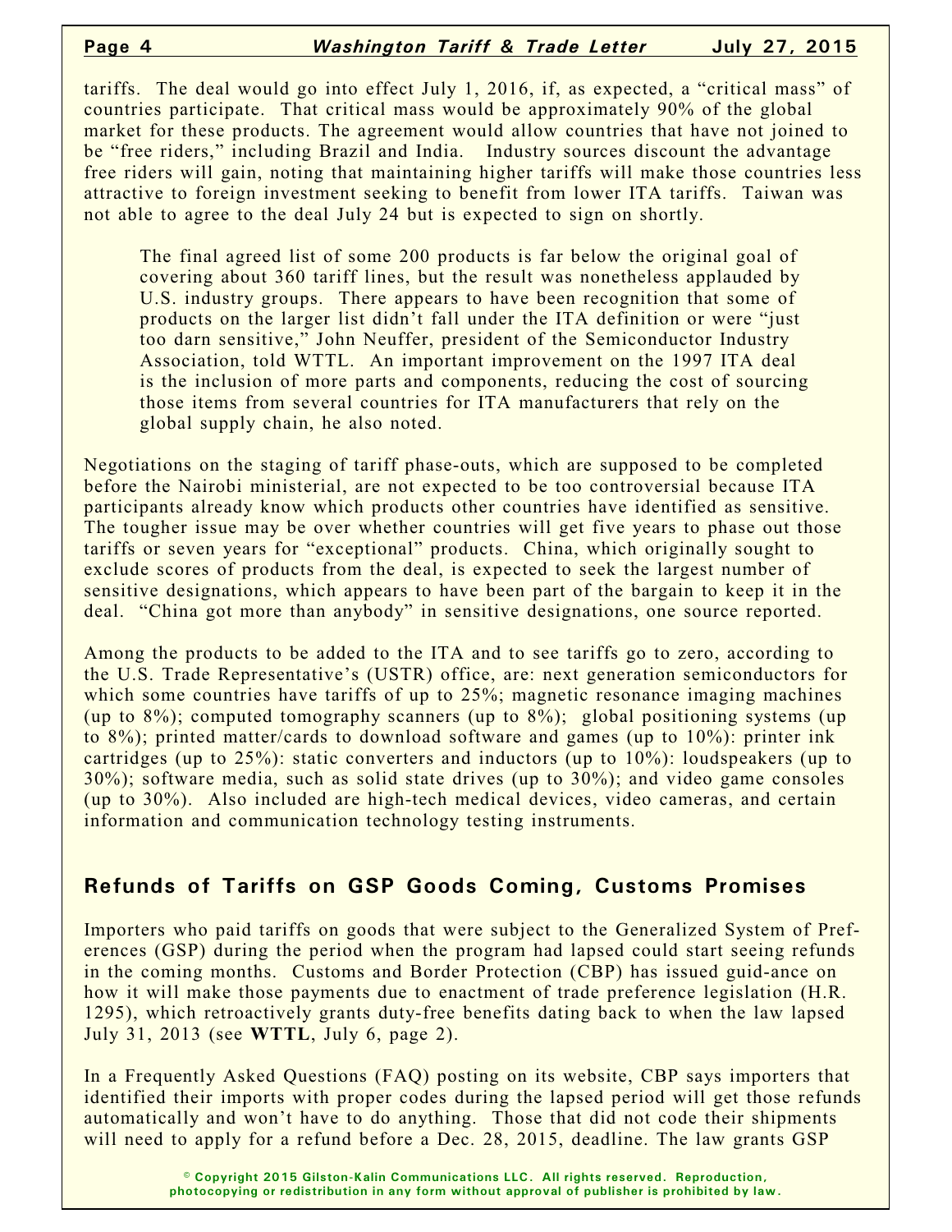tariffs. The deal would go into effect July 1, 2016, if, as expected, a "critical mass" of countries participate. That critical mass would be approximately 90% of the global market for these products. The agreement would allow countries that have not joined to be "free riders," including Brazil and India. Industry sources discount the advantage free riders will gain, noting that maintaining higher tariffs will make those countries less attractive to foreign investment seeking to benefit from lower ITA tariffs. Taiwan was not able to agree to the deal July 24 but is expected to sign on shortly.

> The final agreed list of some 200 products is far below the original goal of covering about 360 tariff lines, but the result was nonetheless applauded by U.S. industry groups. There appears to have been recognition that some of products on the larger list didn't fall under the ITA definition or were "just too darn sensitive," John Neuffer, president of the Semiconductor Industry Association, told WTTL. An important improvement on the 1997 ITA deal is the inclusion of more parts and components, reducing the cost of sourcing those items from several countries for ITA manufacturers that rely on the global supply chain, he also noted.

Negotiations on the staging of tariff phase-outs, which are supposed to be completed before the Nairobi ministerial, are not expected to be too controversial because ITA participants already know which products other countries have identified as sensitive. The tougher issue may be over whether countries will get five years to phase out those tariffs or seven years for "exceptional" products. China, which originally sought to exclude scores of products from the deal, is expected to seek the largest number of sensitive designations, which appears to have been part of the bargain to keep it in the deal. "China got more than anybody" in sensitive designations, one source reported.

Among the products to be added to the ITA and to see tariffs go to zero, according to the U.S. Trade Representative's (USTR) office, are: next generation semiconductors for which some countries have tariffs of up to 25%; magnetic resonance imaging machines (up to 8%); computed tomography scanners (up to 8%); global positioning systems (up to 8%); printed matter/cards to download software and games (up to 10%): printer ink cartridges (up to 25%): static converters and inductors (up to 10%): loudspeakers (up to 30%); software media, such as solid state drives (up to 30%); and video game consoles (up to 30%). Also included are high-tech medical devices, video cameras, and certain information and communication technology testing instruments.

## Refunds of Tariffs on GSP Goods Coming, Customs Promises

Importers who paid tariffs on goods that were subject to the Generalized System of Preferences (GSP) during the period when the program had lapsed could start seeing refunds in the coming months. Customs and Border Protection (CBP) has issued guid-ance on how it will make those payments due to enactment of trade preference legislation (H.R. 1295), which retroactively grants duty-free benefits dating back to when the law lapsed July 31, 2013 (see **WTTL**, July 6, page 2).

In a Frequently Asked Questions (FAQ) posting on its website, CBP says importers that identified their imports with proper codes during the lapsed period will get those refunds automatically and won't have to do anything. Those that did not code their shipments will need to apply for a refund before a Dec. 28, 2015, deadline. The law grants GSP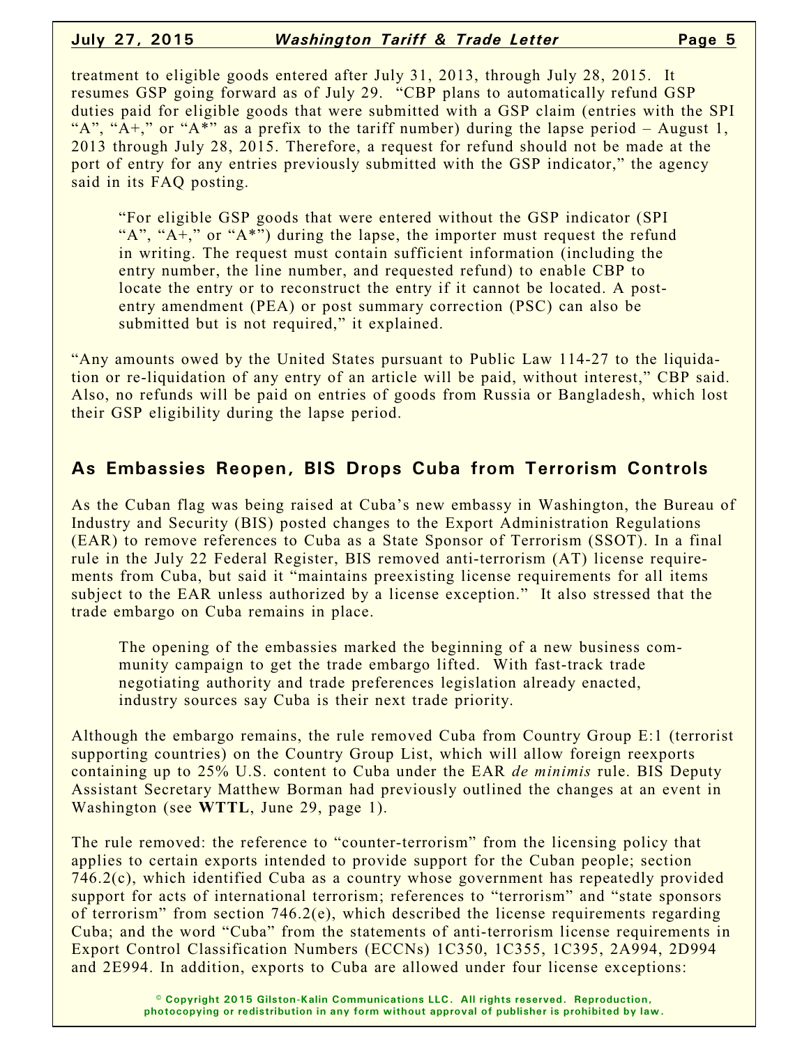treatment to eligible goods entered after July 31, 2013, through July 28, 2015. It resumes GSP going forward as of July 29. "CBP plans to automatically refund GSP duties paid for eligible goods that were submitted with a GSP claim (entries with the SPI "A", "A+," or "A*" as a prefix to the tariff number) during the lapse period – August 1, 2013 through July 28, 2015. Therefore, a request for refund should not be made at the port of entry for any entries previously submitted with the GSP indicator," the agency said in its FAQ posting.

> "For eligible GSP goods that were entered without the GSP indicator (SPI "A", "A+," or "A*") during the lapse, the importer must request the refund in writing. The request must contain sufficient information (including the entry number, the line number, and requested refund) to enable CBP to locate the entry or to reconstruct the entry if it cannot be located. A post-entry amendment (PEA) or post summary correction (PSC) can also be submitted but is not required," it explained.

"Any amounts owed by the United States pursuant to Public Law 114-27 to the liquidation or re-liquidation of any entry of an article will be paid, without interest," CBP said. Also, no refunds will be paid on entries of goods from Russia or Bangladesh, which lost their GSP eligibility during the lapse period.

## As Embassies Reopen, BIS Drops Cuba from Terrorism Controls

As the Cuban flag was being raised at Cuba's new embassy in Washington, the Bureau of Industry and Security (BIS) posted changes to the Export Administration Regulations (EAR) to remove references to Cuba as a State Sponsor of Terrorism (SSOT). In a final rule in the July 22 Federal Register, BIS removed anti-terrorism (AT) license requirements from Cuba, but said it "maintains preexisting license requirements for all items subject to the EAR unless authorized by a license exception." It also stressed that the trade embargo on Cuba remains in place.

> The opening of the embassies marked the beginning of a new business community campaign to get the trade embargo lifted. With fast-track trade negotiating authority and trade preferences legislation already enacted, industry sources say Cuba is their next trade priority.

Although the embargo remains, the rule removed Cuba from Country Group E:1 (terrorist supporting countries) on the Country Group List, which will allow foreign reexports containing up to 25% U.S. content to Cuba under the EAR *de minimis* rule. BIS Deputy Assistant Secretary Matthew Borman had previously outlined the changes at an event in Washington (see **WTTL**, June 29, page 1).

The rule removed: the reference to "counter-terrorism" from the licensing policy that applies to certain exports intended to provide support for the Cuban people; section 746.2(c), which identified Cuba as a country whose government has repeatedly provided support for acts of international terrorism; references to "terrorism" and "state sponsors of terrorism" from section 746.2(e), which described the license requirements regarding Cuba; and the word "Cuba" from the statements of anti-terrorism license requirements in Export Control Classification Numbers (ECCNs) 1C350, 1C355, 1C395, 2A994, 2D994 and 2E994. In addition, exports to Cuba are allowed under four license exceptions: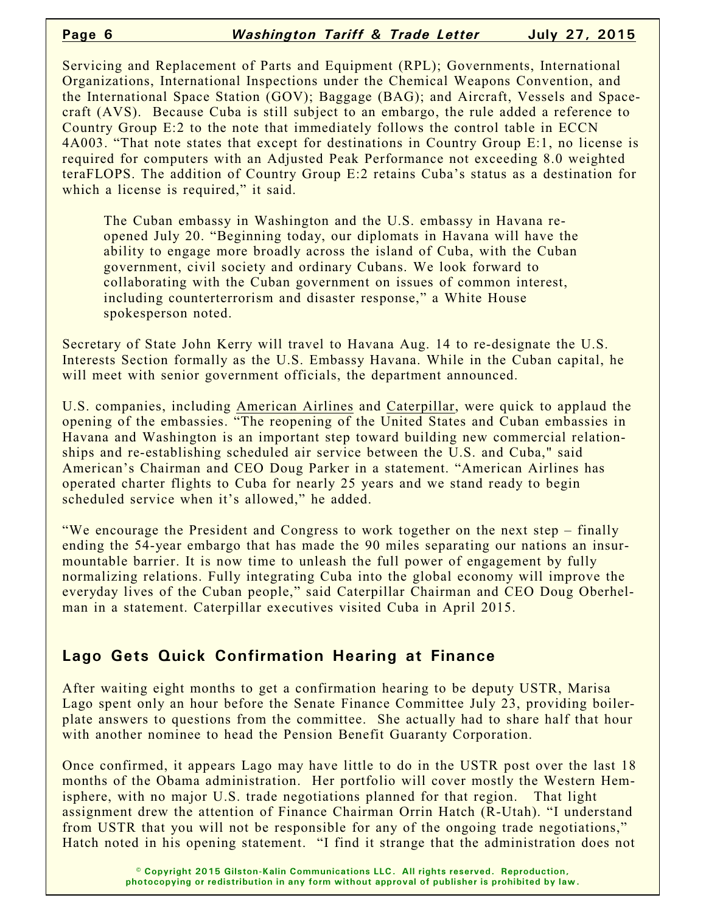Servicing and Replacement of Parts and Equipment (RPL); Governments, International Organizations, International Inspections under the Chemical Weapons Convention, and the International Space Station (GOV); Baggage (BAG); and Aircraft, Vessels and Spacecraft (AVS). Because Cuba is still subject to an embargo, the rule added a reference to Country Group E:2 to the note that immediately follows the control table in ECCN 4A003. "That note states that except for destinations in Country Group E:1, no license is required for computers with an Adjusted Peak Performance not exceeding 8.0 weighted teraFLOPS. The addition of Country Group E:2 retains Cuba's status as a destination for which a license is required," it said.

> The Cuban embassy in Washington and the U.S. embassy in Havana reopened July 20. "Beginning today, our diplomats in Havana will have the ability to engage more broadly across the island of Cuba, with the Cuban government, civil society and ordinary Cubans. We look forward to collaborating with the Cuban government on issues of common interest, including counterterrorism and disaster response," a White House spokesperson noted.

Secretary of State John Kerry will travel to Havana Aug. 14 to re-designate the U.S. Interests Section formally as the U.S. Embassy Havana. While in the Cuban capital, he will meet with senior government officials, the department announced.

U.S. companies, including American Airlines and Caterpillar, were quick to applaud the opening of the embassies. "The reopening of the United States and Cuban embassies in Havana and Washington is an important step toward building new commercial relationships and re-establishing scheduled air service between the U.S. and Cuba," said American's Chairman and CEO Doug Parker in a statement. "American Airlines has operated charter flights to Cuba for nearly 25 years and we stand ready to begin scheduled service when it's allowed," he added.

"We encourage the President and Congress to work together on the next step – finally ending the 54-year embargo that has made the 90 miles separating our nations an insurmountable barrier. It is now time to unleash the full power of engagement by fully normalizing relations. Fully integrating Cuba into the global economy will improve the everyday lives of the Cuban people," said Caterpillar Chairman and CEO Doug Oberhelman in a statement. Caterpillar executives visited Cuba in April 2015.

## Lago Gets Quick Confirmation Hearing at Finance

After waiting eight months to get a confirmation hearing to be deputy USTR, Marisa Lago spent only an hour before the Senate Finance Committee July 23, providing boilerplate answers to questions from the committee. She actually had to share half that hour with another nominee to head the Pension Benefit Guaranty Corporation.

Once confirmed, it appears Lago may have little to do in the USTR post over the last 18 months of the Obama administration. Her portfolio will cover mostly the Western Hemisphere, with no major U.S. trade negotiations planned for that region. That light assignment drew the attention of Finance Chairman Orrin Hatch (R-Utah). "I understand from USTR that you will not be responsible for any of the ongoing trade negotiations," Hatch noted in his opening statement. "I find it strange that the administration does not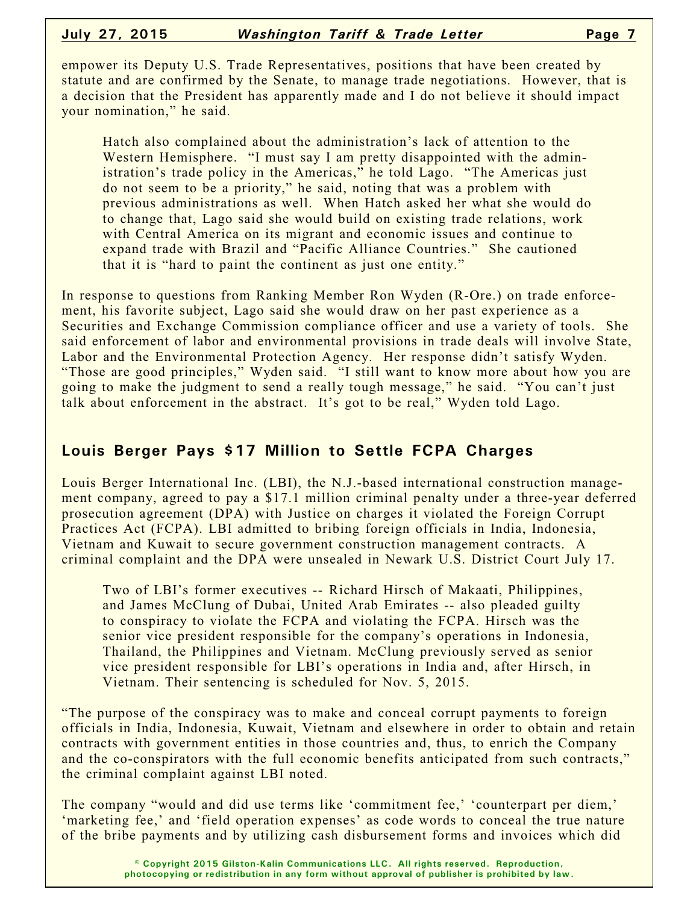empower its Deputy U.S. Trade Representatives, positions that have been created by statute and are confirmed by the Senate, to manage trade negotiations. However, that is a decision that the President has apparently made and I do not believe it should impact your nomination," he said.

> Hatch also complained about the administration's lack of attention to the Western Hemisphere. "I must say I am pretty disappointed with the administration's trade policy in the Americas," he told Lago. "The Americas just do not seem to be a priority," he said, noting that was a problem with previous administrations as well. When Hatch asked her what she would do to change that, Lago said she would build on existing trade relations, work with Central America on its migrant and economic issues and continue to expand trade with Brazil and "Pacific Alliance Countries." She cautioned that it is "hard to paint the continent as just one entity."

In response to questions from Ranking Member Ron Wyden (R-Ore.) on trade enforcement, his favorite subject, Lago said she would draw on her past experience as a Securities and Exchange Commission compliance officer and use a variety of tools. She said enforcement of labor and environmental provisions in trade deals will involve State, Labor and the Environmental Protection Agency. Her response didn't satisfy Wyden. "Those are good principles," Wyden said. "I still want to know more about how you are going to make the judgment to send a really tough message," he said. "You can't just talk about enforcement in the abstract. It's got to be real," Wyden told Lago.

## Louis Berger Pays $17 Million to Settle FCPA Charges

Louis Berger International Inc. (LBI), the N.J.-based international construction management company, agreed to pay a $17.1 million criminal penalty under a three-year deferred prosecution agreement (DPA) with Justice on charges it violated the Foreign Corrupt Practices Act (FCPA). LBI admitted to bribing foreign officials in India, Indonesia, Vietnam and Kuwait to secure government construction management contracts. A criminal complaint and the DPA were unsealed in Newark U.S. District Court July 17.

> Two of LBI's former executives -- Richard Hirsch of Makaati, Philippines, and James McClung of Dubai, United Arab Emirates -- also pleaded guilty to conspiracy to violate the FCPA and violating the FCPA. Hirsch was the senior vice president responsible for the company's operations in Indonesia, Thailand, the Philippines and Vietnam. McClung previously served as senior vice president responsible for LBI's operations in India and, after Hirsch, in Vietnam. Their sentencing is scheduled for Nov. 5, 2015.

"The purpose of the conspiracy was to make and conceal corrupt payments to foreign officials in India, Indonesia, Kuwait, Vietnam and elsewhere in order to obtain and retain contracts with government entities in those countries and, thus, to enrich the Company and the co-conspirators with the full economic benefits anticipated from such contracts," the criminal complaint against LBI noted.

The company "would and did use terms like 'commitment fee,' 'counterpart per diem,' 'marketing fee,' and 'field operation expenses' as code words to conceal the true nature of the bribe payments and by utilizing cash disbursement forms and invoices which did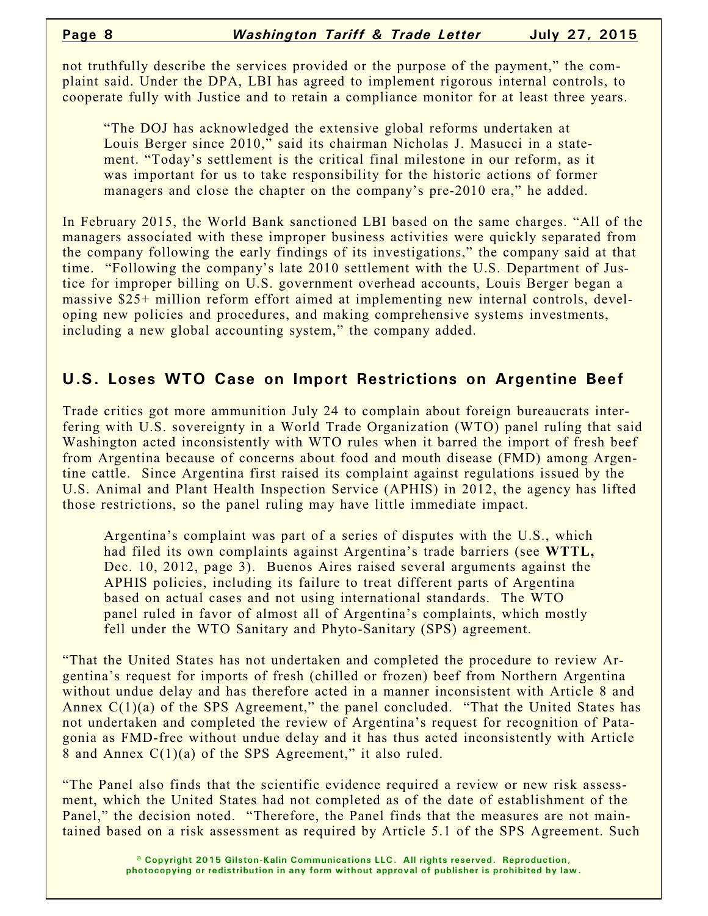not truthfully describe the services provided or the purpose of the payment," the complaint said. Under the DPA, LBI has agreed to implement rigorous internal controls, to cooperate fully with Justice and to retain a compliance monitor for at least three years.

> "The DOJ has acknowledged the extensive global reforms undertaken at Louis Berger since 2010," said its chairman Nicholas J. Masucci in a statement. "Today's settlement is the critical final milestone in our reform, as it was important for us to take responsibility for the historic actions of former managers and close the chapter on the company's pre-2010 era," he added.

In February 2015, the World Bank sanctioned LBI based on the same charges. "All of the managers associated with these improper business activities were quickly separated from the company following the early findings of its investigations," the company said at that time. "Following the company's late 2010 settlement with the U.S. Department of Justice for improper billing on U.S. government overhead accounts, Louis Berger began a massive $25+ million reform effort aimed at implementing new internal controls, developing new policies and procedures, and making comprehensive systems investments, including a new global accounting system," the company added.

## U.S. Loses WTO Case on Import Restrictions on Argentine Beef

Trade critics got more ammunition July 24 to complain about foreign bureaucrats interfering with U.S. sovereignty in a World Trade Organization (WTO) panel ruling that said Washington acted inconsistently with WTO rules when it barred the import of fresh beef from Argentina because of concerns about food and mouth disease (FMD) among Argentine cattle. Since Argentina first raised its complaint against regulations issued by the U.S. Animal and Plant Health Inspection Service (APHIS) in 2012, the agency has lifted those restrictions, so the panel ruling may have little immediate impact.

> Argentina's complaint was part of a series of disputes with the U.S., which had filed its own complaints against Argentina's trade barriers (see **WTTL,** Dec. 10, 2012, page 3). Buenos Aires raised several arguments against the APHIS policies, including its failure to treat different parts of Argentina based on actual cases and not using international standards. The WTO panel ruled in favor of almost all of Argentina's complaints, which mostly fell under the WTO Sanitary and Phyto-Sanitary (SPS) agreement.

"That the United States has not undertaken and completed the procedure to review Argentina's request for imports of fresh (chilled or frozen) beef from Northern Argentina without undue delay and has therefore acted in a manner inconsistent with Article 8 and Annex C(1)(a) of the SPS Agreement," the panel concluded. "That the United States has not undertaken and completed the review of Argentina's request for recognition of Patagonia as FMD-free without undue delay and it has thus acted inconsistently with Article 8 and Annex C(1)(a) of the SPS Agreement," it also ruled.

"The Panel also finds that the scientific evidence required a review or new risk assessment, which the United States had not completed as of the date of establishment of the Panel," the decision noted. "Therefore, the Panel finds that the measures are not maintained based on a risk assessment as required by Article 5.1 of the SPS Agreement. Such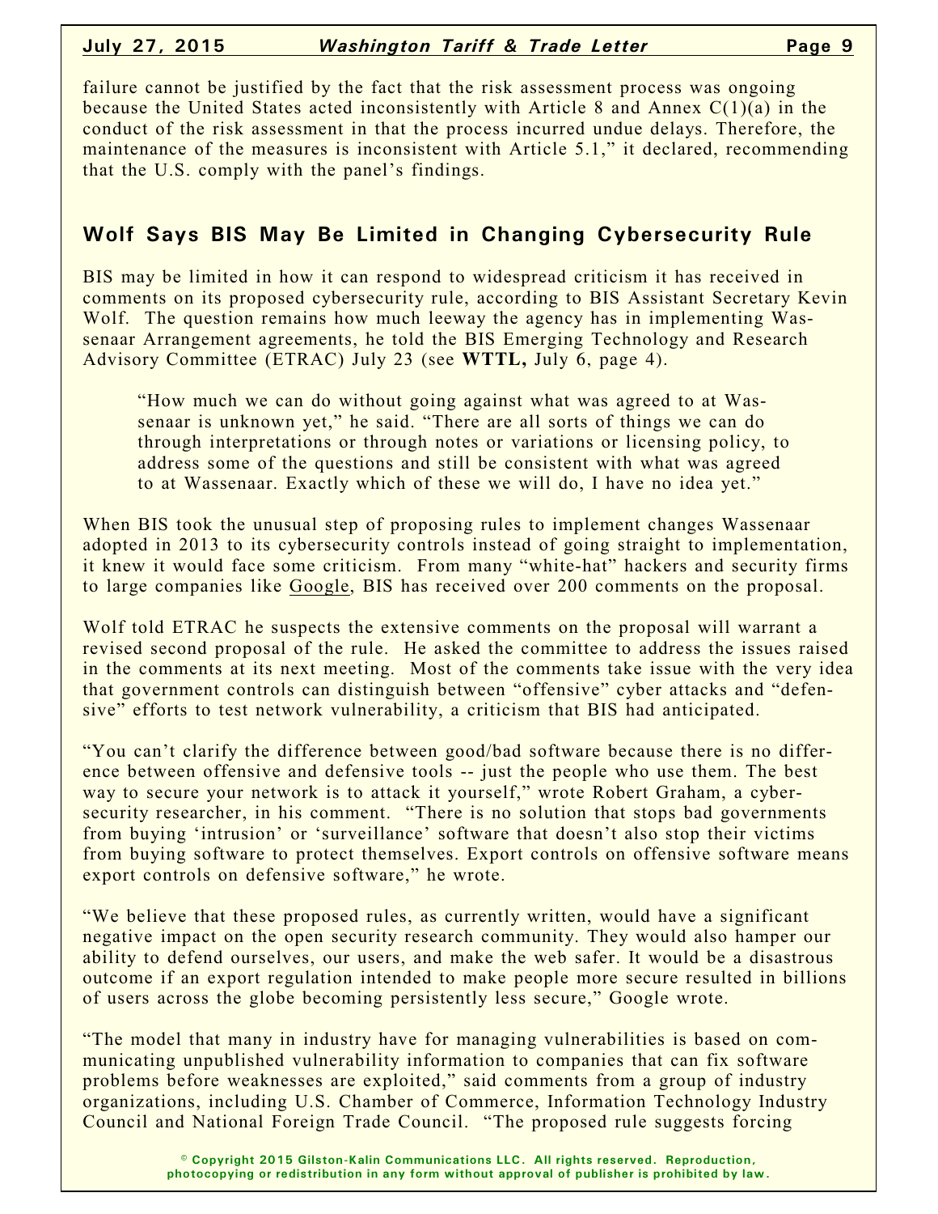failure cannot be justified by the fact that the risk assessment process was ongoing because the United States acted inconsistently with Article 8 and Annex C(1)(a) in the conduct of the risk assessment in that the process incurred undue delays. Therefore, the maintenance of the measures is inconsistent with Article 5.1," it declared, recommending that the U.S. comply with the panel's findings.

## Wolf Says BIS May Be Limited in Changing Cybersecurity Rule

BIS may be limited in how it can respond to widespread criticism it has received in comments on its proposed cybersecurity rule, according to BIS Assistant Secretary Kevin Wolf. The question remains how much leeway the agency has in implementing Wassenaar Arrangement agreements, he told the BIS Emerging Technology and Research Advisory Committee (ETRAC) July 23 (see **WTTL,** July 6, page 4).

> "How much we can do without going against what was agreed to at Wassenaar is unknown yet," he said. "There are all sorts of things we can do through interpretations or through notes or variations or licensing policy, to address some of the questions and still be consistent with what was agreed to at Wassenaar. Exactly which of these we will do, I have no idea yet."

When BIS took the unusual step of proposing rules to implement changes Wassenaar adopted in 2013 to its cybersecurity controls instead of going straight to implementation, it knew it would face some criticism. From many "white-hat" hackers and security firms to large companies like Google, BIS has received over 200 comments on the proposal.

Wolf told ETRAC he suspects the extensive comments on the proposal will warrant a revised second proposal of the rule. He asked the committee to address the issues raised in the comments at its next meeting. Most of the comments take issue with the very idea that government controls can distinguish between "offensive" cyber attacks and "defensive" efforts to test network vulnerability, a criticism that BIS had anticipated.

"You can't clarify the difference between good/bad software because there is no difference between offensive and defensive tools -- just the people who use them. The best way to secure your network is to attack it yourself," wrote Robert Graham, a cybersecurity researcher, in his comment. "There is no solution that stops bad governments from buying 'intrusion' or 'surveillance' software that doesn't also stop their victims from buying software to protect themselves. Export controls on offensive software means export controls on defensive software," he wrote.

"We believe that these proposed rules, as currently written, would have a significant negative impact on the open security research community. They would also hamper our ability to defend ourselves, our users, and make the web safer. It would be a disastrous outcome if an export regulation intended to make people more secure resulted in billions of users across the globe becoming persistently less secure," Google wrote.

"The model that many in industry have for managing vulnerabilities is based on communicating unpublished vulnerability information to companies that can fix software problems before weaknesses are exploited," said comments from a group of industry organizations, including U.S. Chamber of Commerce, Information Technology Industry Council and National Foreign Trade Council. "The proposed rule suggests forcing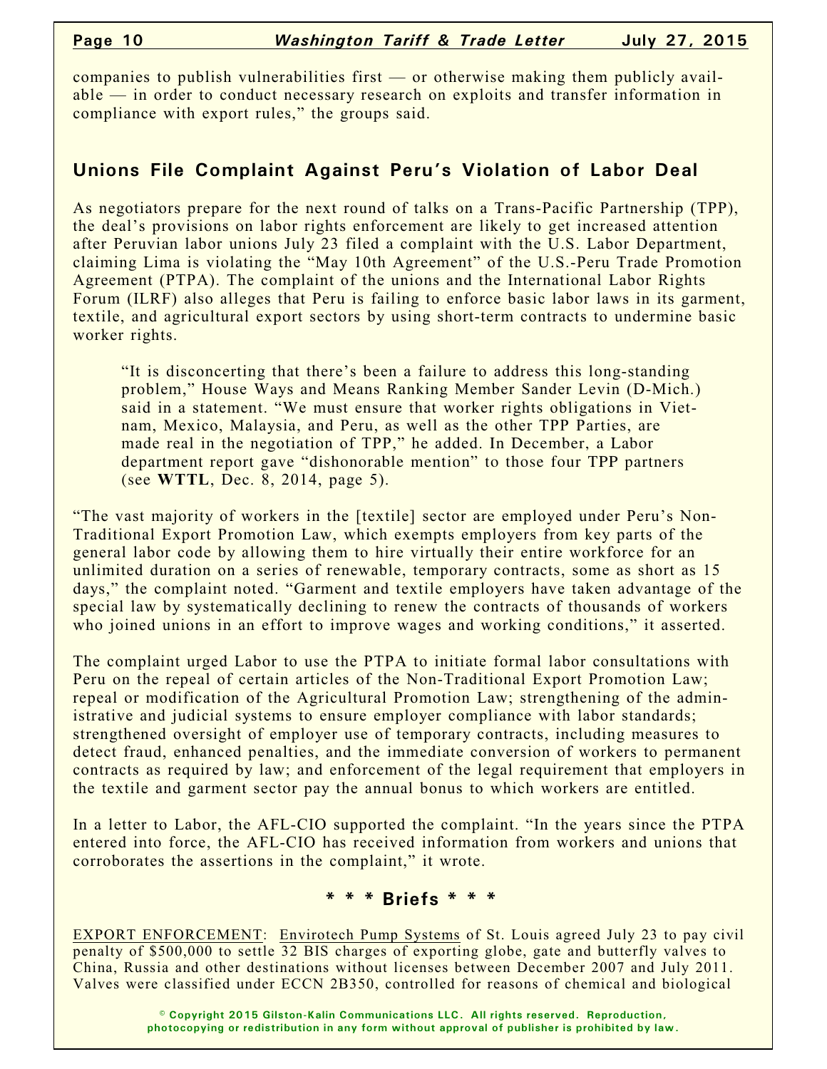companies to publish vulnerabilities first — or otherwise making them publicly available — in order to conduct necessary research on exploits and transfer information in compliance with export rules," the groups said.

## Unions File Complaint Against Peru's Violation of Labor Deal

As negotiators prepare for the next round of talks on a Trans-Pacific Partnership (TPP), the deal's provisions on labor rights enforcement are likely to get increased attention after Peruvian labor unions July 23 filed a complaint with the U.S. Labor Department, claiming Lima is violating the "May 10th Agreement" of the U.S.-Peru Trade Promotion Agreement (PTPA). The complaint of the unions and the International Labor Rights Forum (ILRF) also alleges that Peru is failing to enforce basic labor laws in its garment, textile, and agricultural export sectors by using short-term contracts to undermine basic worker rights.

> "It is disconcerting that there's been a failure to address this long-standing problem," House Ways and Means Ranking Member Sander Levin (D-Mich.) said in a statement. "We must ensure that worker rights obligations in Vietnam, Mexico, Malaysia, and Peru, as well as the other TPP Parties, are made real in the negotiation of TPP," he added. In December, a Labor department report gave "dishonorable mention" to those four TPP partners (see **WTTL**, Dec. 8, 2014, page 5).

"The vast majority of workers in the [textile] sector are employed under Peru's Non-Traditional Export Promotion Law, which exempts employers from key parts of the general labor code by allowing them to hire virtually their entire workforce for an unlimited duration on a series of renewable, temporary contracts, some as short as 15 days," the complaint noted. "Garment and textile employers have taken advantage of the special law by systematically declining to renew the contracts of thousands of workers who joined unions in an effort to improve wages and working conditions," it asserted.

The complaint urged Labor to use the PTPA to initiate formal labor consultations with Peru on the repeal of certain articles of the Non-Traditional Export Promotion Law; repeal or modification of the Agricultural Promotion Law; strengthening of the administrative and judicial systems to ensure employer compliance with labor standards; strengthened oversight of employer use of temporary contracts, including measures to detect fraud, enhanced penalties, and the immediate conversion of workers to permanent contracts as required by law; and enforcement of the legal requirement that employers in the textile and garment sector pay the annual bonus to which workers are entitled.

In a letter to Labor, the AFL-CIO supported the complaint. "In the years since the PTPA entered into force, the AFL-CIO has received information from workers and unions that corroborates the assertions in the complaint," it wrote.

## * * * Briefs * * *

EXPORT ENFORCEMENT: Envirotech Pump Systems of St. Louis agreed July 23 to pay civil penalty of $500,000 to settle 32 BIS charges of exporting globe, gate and butterfly valves to China, Russia and other destinations without licenses between December 2007 and July 2011. Valves were classified under ECCN 2B350, controlled for reasons of chemical and biological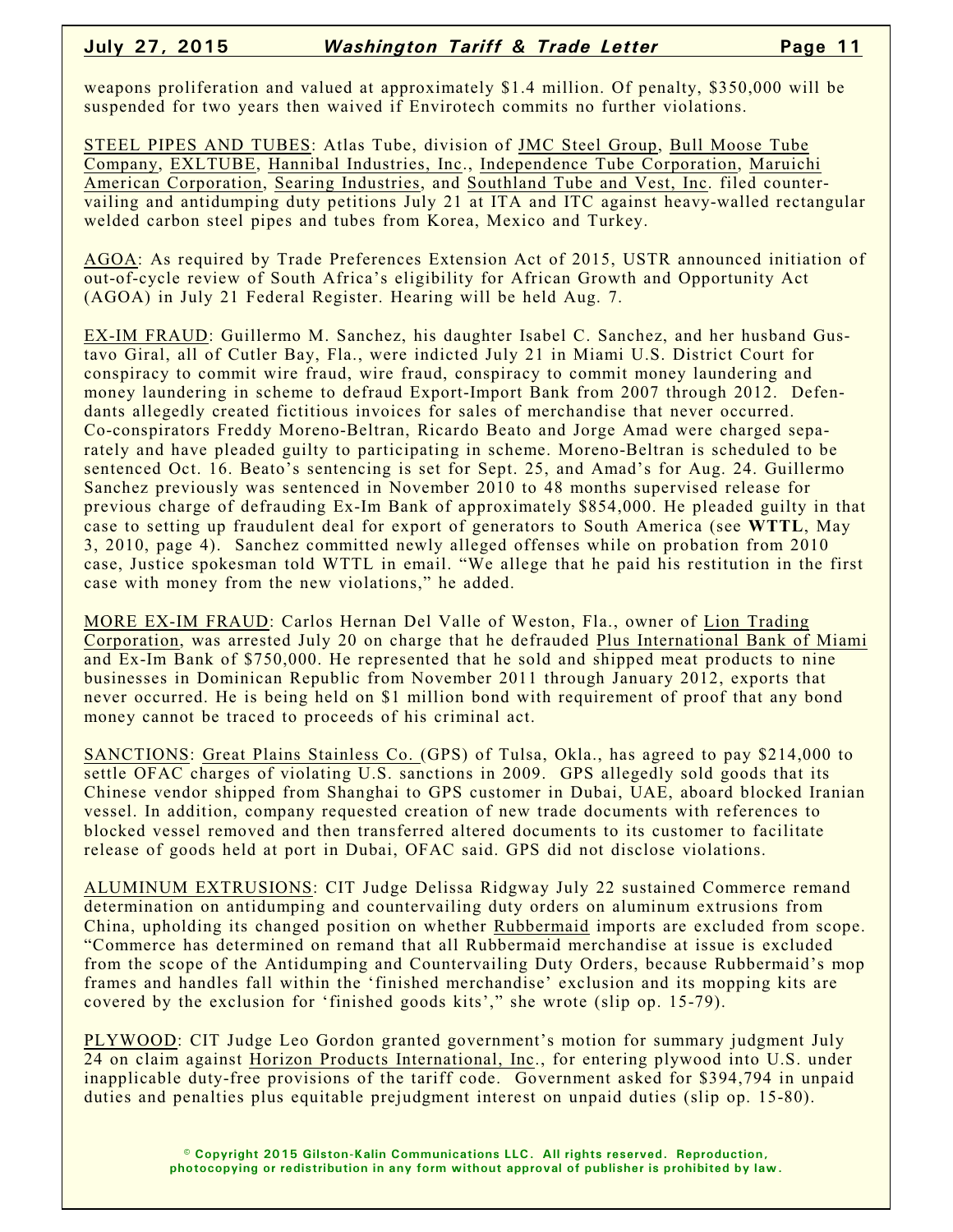weapons proliferation and valued at approximately $1.4 million. Of penalty, $350,000 will be suspended for two years then waived if Envirotech commits no further violations.

STEEL PIPES AND TUBES: Atlas Tube, division of JMC Steel Group, Bull Moose Tube Company, EXLTUBE, Hannibal Industries, Inc., Independence Tube Corporation, Maruichi American Corporation, Searing Industries, and Southland Tube and Vest, Inc. filed countervailing and antidumping duty petitions July 21 at ITA and ITC against heavy-walled rectangular welded carbon steel pipes and tubes from Korea, Mexico and Turkey.

AGOA: As required by Trade Preferences Extension Act of 2015, USTR announced initiation of out-of-cycle review of South Africa's eligibility for African Growth and Opportunity Act (AGOA) in July 21 Federal Register. Hearing will be held Aug. 7.

EX-IM FRAUD: Guillermo M. Sanchez, his daughter Isabel C. Sanchez, and her husband Gustavo Giral, all of Cutler Bay, Fla., were indicted July 21 in Miami U.S. District Court for conspiracy to commit wire fraud, wire fraud, conspiracy to commit money laundering and money laundering in scheme to defraud Export-Import Bank from 2007 through 2012. Defendants allegedly created fictitious invoices for sales of merchandise that never occurred. Co-conspirators Freddy Moreno-Beltran, Ricardo Beato and Jorge Amad were charged separately and have pleaded guilty to participating in scheme. Moreno-Beltran is scheduled to be sentenced Oct. 16. Beato's sentencing is set for Sept. 25, and Amad's for Aug. 24. Guillermo Sanchez previously was sentenced in November 2010 to 48 months supervised release for previous charge of defrauding Ex-Im Bank of approximately $854,000. He pleaded guilty in that case to setting up fraudulent deal for export of generators to South America (see **WTTL**, May 3, 2010, page 4). Sanchez committed newly alleged offenses while on probation from 2010 case, Justice spokesman told WTTL in email. "We allege that he paid his restitution in the first case with money from the new violations," he added.

MORE EX-IM FRAUD: Carlos Hernan Del Valle of Weston, Fla., owner of Lion Trading Corporation, was arrested July 20 on charge that he defrauded Plus International Bank of Miami and Ex-Im Bank of $750,000. He represented that he sold and shipped meat products to nine businesses in Dominican Republic from November 2011 through January 2012, exports that never occurred. He is being held on $1 million bond with requirement of proof that any bond money cannot be traced to proceeds of his criminal act.

SANCTIONS: Great Plains Stainless Co. (GPS) of Tulsa, Okla., has agreed to pay $214,000 to settle OFAC charges of violating U.S. sanctions in 2009. GPS allegedly sold goods that its Chinese vendor shipped from Shanghai to GPS customer in Dubai, UAE, aboard blocked Iranian vessel. In addition, company requested creation of new trade documents with references to blocked vessel removed and then transferred altered documents to its customer to facilitate release of goods held at port in Dubai, OFAC said. GPS did not disclose violations.

ALUMINUM EXTRUSIONS: CIT Judge Delissa Ridgway July 22 sustained Commerce remand determination on antidumping and countervailing duty orders on aluminum extrusions from China, upholding its changed position on whether Rubbermaid imports are excluded from scope. "Commerce has determined on remand that all Rubbermaid merchandise at issue is excluded from the scope of the Antidumping and Countervailing Duty Orders, because Rubbermaid's mop frames and handles fall within the 'finished merchandise' exclusion and its mopping kits are covered by the exclusion for 'finished goods kits'," she wrote (slip op. 15-79).

PLYWOOD: CIT Judge Leo Gordon granted government's motion for summary judgment July 24 on claim against Horizon Products International, Inc., for entering plywood into U.S. under inapplicable duty-free provisions of the tariff code. Government asked for $394,794 in unpaid duties and penalties plus equitable prejudgment interest on unpaid duties (slip op. 15-80).

© Copyright 2015 Gilston-Kalin Communications LLC. All rights reserved. Reproduction, photocopying or redistribution in any form without approval of publisher is prohibited by law.